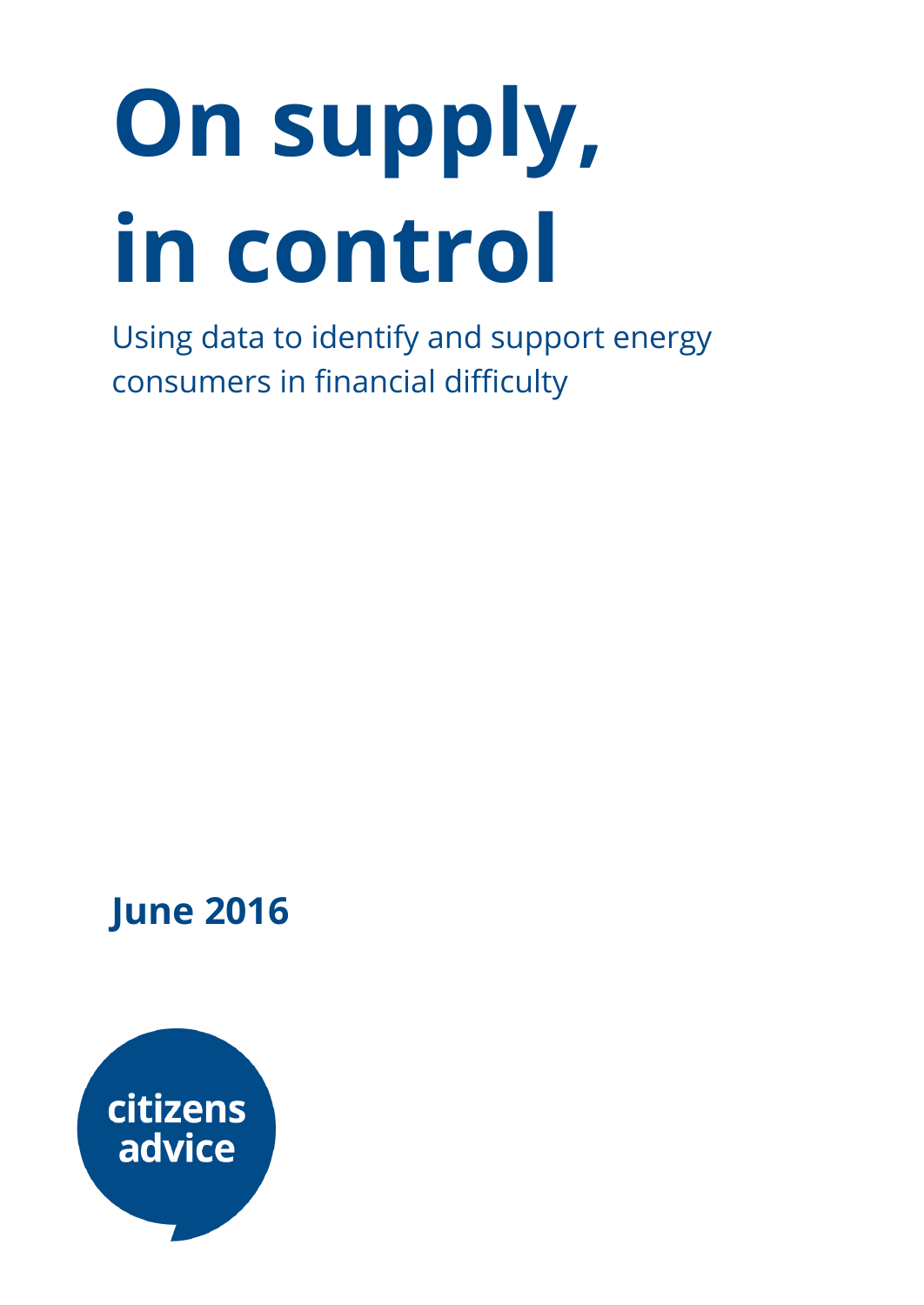# On supply, in control

Using data to identify and support energy consumers in financial difficulty

**June 2016**

citizens advice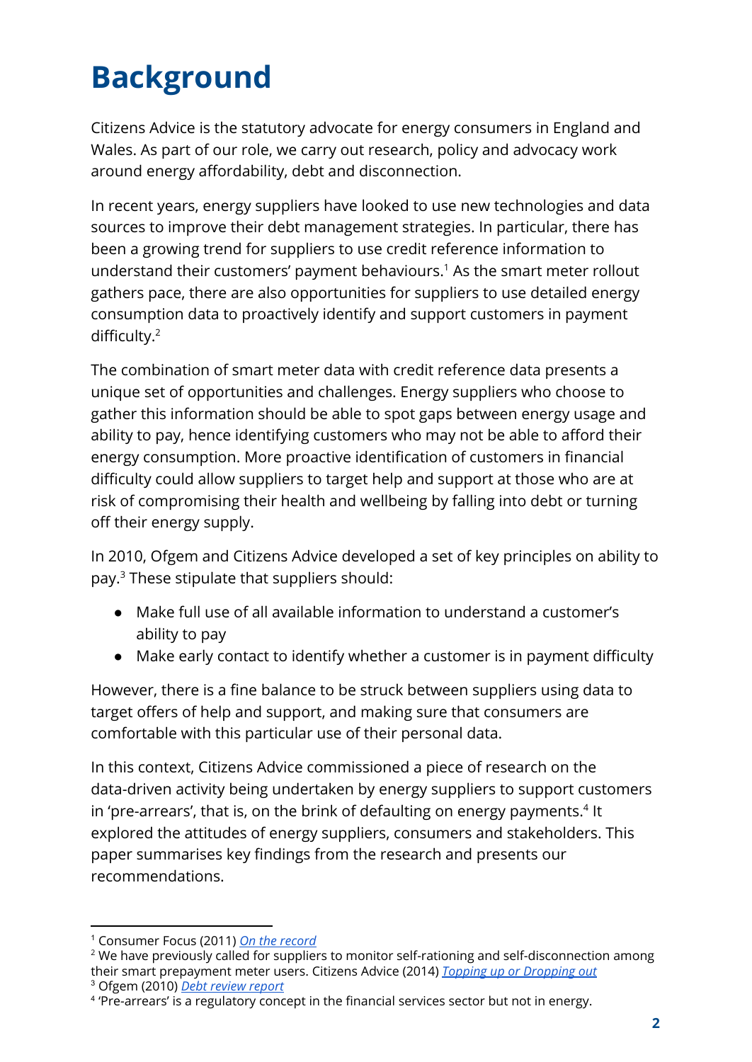# Background

Citizens Advice is the statutory advocate for energy consumers in England and Wales. As part of our role, we carry out research, policy and advocacy work around energy affordability, debt and disconnection.

In recent years, energy suppliers have looked to use new technologies and data sources to improve their debt management strategies. In particular, there has been a growing trend for suppliers to use credit reference information to understand their customers' payment behaviours.[1] As the smart meter rollout gathers pace, there are also opportunities for suppliers to use detailed energy consumption data to proactively identify and support customers in payment difficulty.[2]

The combination of smart meter data with credit reference data presents a unique set of opportunities and challenges. Energy suppliers who choose to gather this information should be able to spot gaps between energy usage and ability to pay, hence identifying customers who may not be able to afford their energy consumption. More proactive identification of customers in financial difficulty could allow suppliers to target help and support at those who are at risk of compromising their health and wellbeing by falling into debt or turning off their energy supply.

In 2010, Ofgem and Citizens Advice developed a set of key principles on ability to pay.[3] These stipulate that suppliers should:

- Make full use of all available information to understand a customer's ability to pay
- Make early contact to identify whether a customer is in payment difficulty

However, there is a fine balance to be struck between suppliers using data to target offers of help and support, and making sure that consumers are comfortable with this particular use of their personal data.

In this context, Citizens Advice commissioned a piece of research on the data-driven activity being undertaken by energy suppliers to support customers in 'pre-arrears', that is, on the brink of defaulting on energy payments.[4] It explored the attitudes of energy suppliers, consumers and stakeholders. This paper summarises key findings from the research and presents our recommendations.

---

[1] Consumer Focus (2011) *On the record*

[2] We have previously called for suppliers to monitor self-rationing and self-disconnection among their smart prepayment meter users. Citizens Advice (2014) *Topping up or Dropping out*

[3] Ofgem (2010) *Debt review report*

[4] 'Pre-arrears' is a regulatory concept in the financial services sector but not in energy.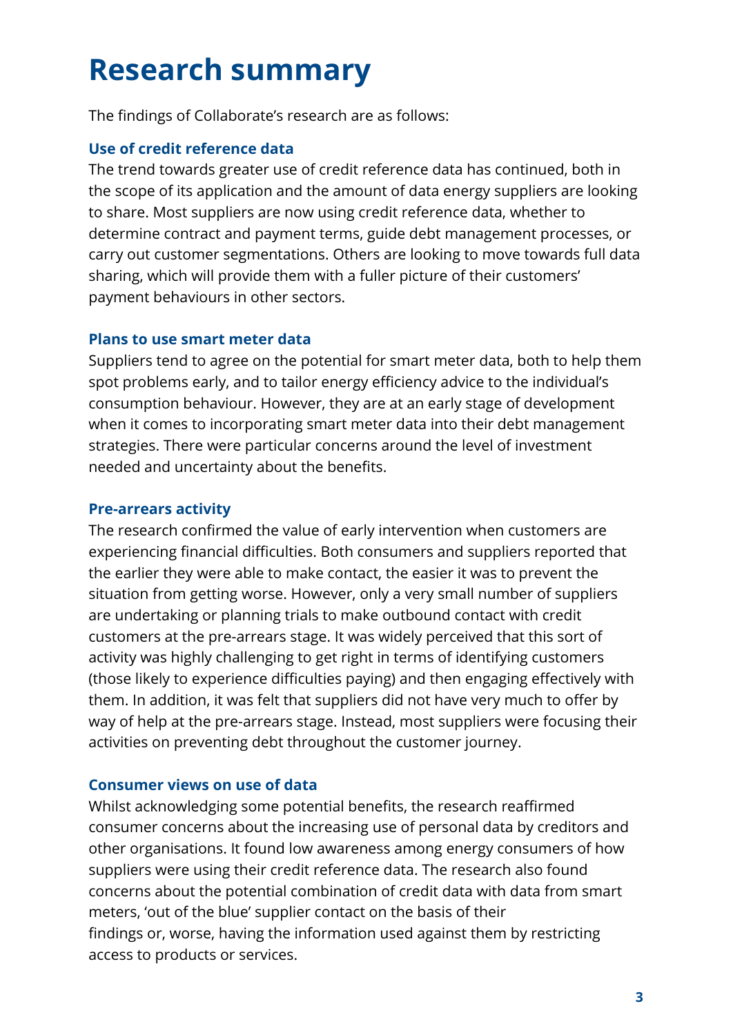# Research summary

The findings of Collaborate's research are as follows:

### Use of credit reference data

The trend towards greater use of credit reference data has continued, both in the scope of its application and the amount of data energy suppliers are looking to share. Most suppliers are now using credit reference data, whether to determine contract and payment terms, guide debt management processes, or carry out customer segmentations. Others are looking to move towards full data sharing, which will provide them with a fuller picture of their customers' payment behaviours in other sectors.

### Plans to use smart meter data

Suppliers tend to agree on the potential for smart meter data, both to help them spot problems early, and to tailor energy efficiency advice to the individual's consumption behaviour. However, they are at an early stage of development when it comes to incorporating smart meter data into their debt management strategies. There were particular concerns around the level of investment needed and uncertainty about the benefits.

### Pre-arrears activity

The research confirmed the value of early intervention when customers are experiencing financial difficulties. Both consumers and suppliers reported that the earlier they were able to make contact, the easier it was to prevent the situation from getting worse. However, only a very small number of suppliers are undertaking or planning trials to make outbound contact with credit customers at the pre-arrears stage. It was widely perceived that this sort of activity was highly challenging to get right in terms of identifying customers (those likely to experience difficulties paying) and then engaging effectively with them. In addition, it was felt that suppliers did not have very much to offer by way of help at the pre-arrears stage. Instead, most suppliers were focusing their activities on preventing debt throughout the customer journey.

### Consumer views on use of data

Whilst acknowledging some potential benefits, the research reaffirmed consumer concerns about the increasing use of personal data by creditors and other organisations. It found low awareness among energy consumers of how suppliers were using their credit reference data. The research also found concerns about the potential combination of credit data with data from smart meters, 'out of the blue' supplier contact on the basis of their findings or, worse, having the information used against them by restricting access to products or services.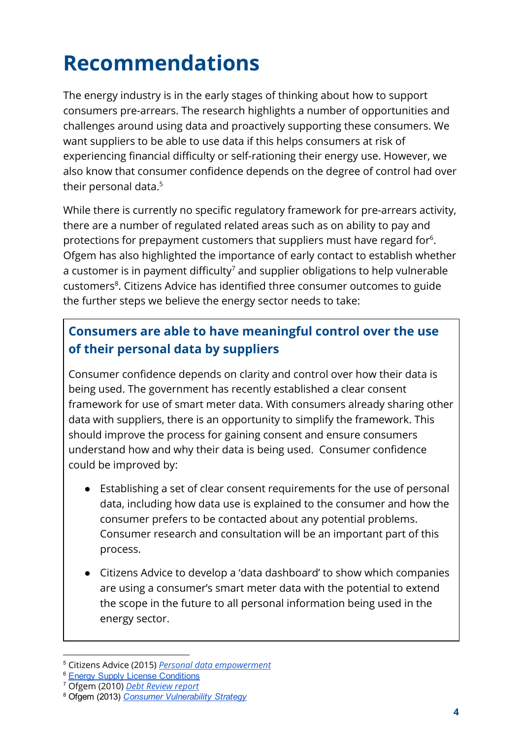# Recommendations

The energy industry is in the early stages of thinking about how to support consumers pre-arrears. The research highlights a number of opportunities and challenges around using data and proactively supporting these consumers. We want suppliers to be able to use data if this helps consumers at risk of experiencing financial difficulty or self-rationing their energy use. However, we also know that consumer confidence depends on the degree of control had over their personal data.[5]

While there is currently no specific regulatory framework for pre-arrears activity, there are a number of regulated related areas such as on ability to pay and protections for prepayment customers that suppliers must have regard for[6]. Ofgem has also highlighted the importance of early contact to establish whether a customer is in payment difficulty[7] and supplier obligations to help vulnerable customers[8]. Citizens Advice has identified three consumer outcomes to guide the further steps we believe the energy sector needs to take:

### Consumers are able to have meaningful control over the use of their personal data by suppliers

Consumer confidence depends on clarity and control over how their data is being used. The government has recently established a clear consent framework for use of smart meter data. With consumers already sharing other data with suppliers, there is an opportunity to simplify the framework. This should improve the process for gaining consent and ensure consumers understand how and why their data is being used. Consumer confidence could be improved by:

- Establishing a set of clear consent requirements for the use of personal data, including how data use is explained to the consumer and how the consumer prefers to be contacted about any potential problems. Consumer research and consultation will be an important part of this process.
- Citizens Advice to develop a 'data dashboard' to show which companies are using a consumer's smart meter data with the potential to extend the scope in the future to all personal information being used in the energy sector.

---

[5] Citizens Advice (2015) *Personal data empowerment*
[6] Energy Supply License Conditions
[7] Ofgem (2010) *Debt Review report*
[8] Ofgem (2013) *Consumer Vulnerability Strategy*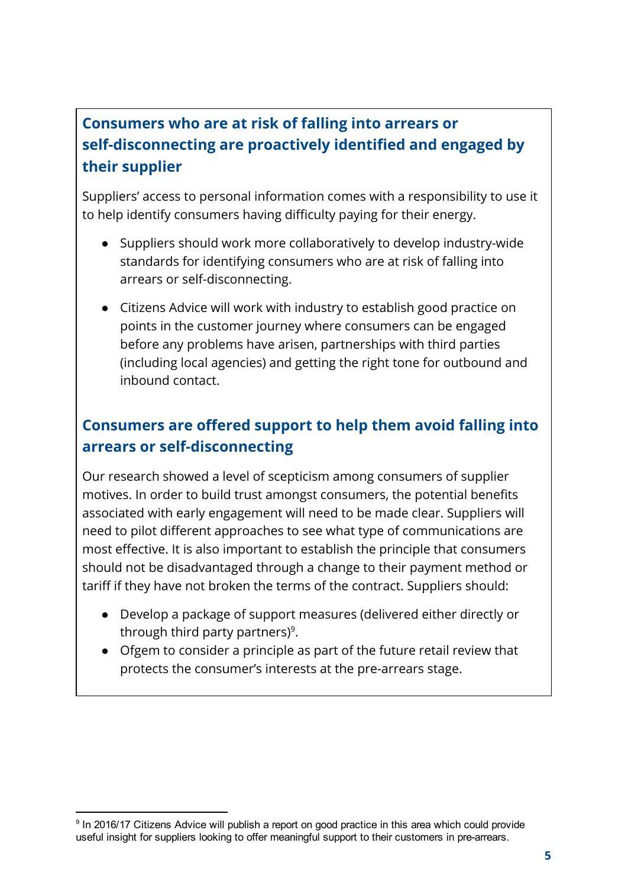### Consumers who are at risk of falling into arrears or self-disconnecting are proactively identified and engaged by their supplier

Suppliers' access to personal information comes with a responsibility to use it to help identify consumers having difficulty paying for their energy.

- Suppliers should work more collaboratively to develop industry-wide standards for identifying consumers who are at risk of falling into arrears or self-disconnecting.
- Citizens Advice will work with industry to establish good practice on points in the customer journey where consumers can be engaged before any problems have arisen, partnerships with third parties (including local agencies) and getting the right tone for outbound and inbound contact.

### Consumers are offered support to help them avoid falling into arrears or self-disconnecting

Our research showed a level of scepticism among consumers of supplier motives. In order to build trust amongst consumers, the potential benefits associated with early engagement will need to be made clear. Suppliers will need to pilot different approaches to see what type of communications are most effective. It is also important to establish the principle that consumers should not be disadvantaged through a change to their payment method or tariff if they have not broken the terms of the contract. Suppliers should:

- Develop a package of support measures (delivered either directly or through third party partners)[9].
- Ofgem to consider a principle as part of the future retail review that protects the consumer's interests at the pre-arrears stage.

[9] In 2016/17 Citizens Advice will publish a report on good practice in this area which could provide useful insight for suppliers looking to offer meaningful support to their customers in pre-arrears.